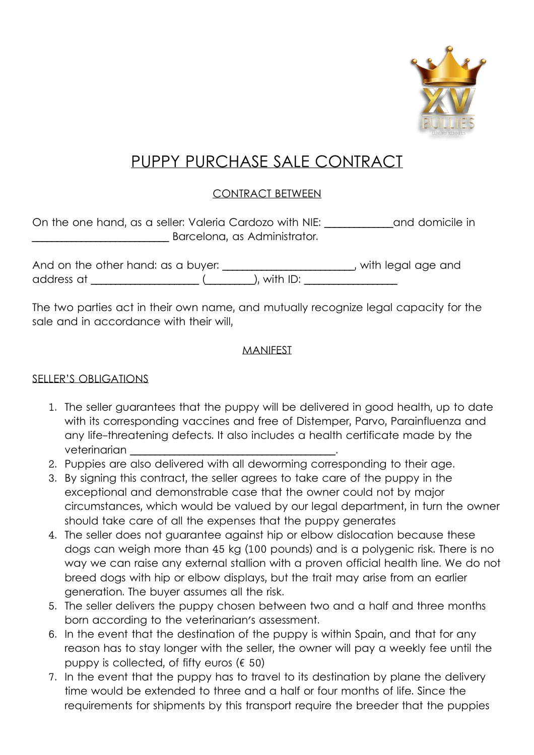# PUPPY PURCHASE SALE CONTRACT

## CONTRACT BETWEEN

On the one hand, as a seller: Valeria Cardozo with NIE: ____________and domicile in ________________________ Barcelona, as Administrator.

And on the other hand: as a buyer: _______________________, with legal age and address at ___________________ (_________), with ID: ________________

The two parties act in their own name, and mutually recognize legal capacity for the sale and in accordance with their will,

## MANIFEST

### SELLER'S OBLIGATIONS

1. The seller guarantees that the puppy will be delivered in good health, up to date with its corresponding vaccines and free of Distemper, Parvo, Parainfluenza and any life-threatening defects. It also includes a health certificate made by the veterinarian _____________________________________.
2. Puppies are also delivered with all deworming corresponding to their age.
3. By signing this contract, the seller agrees to take care of the puppy in the exceptional and demonstrable case that the owner could not by major circumstances, which would be valued by our legal department, in turn the owner should take care of all the expenses that the puppy generates
4. The seller does not guarantee against hip or elbow dislocation because these dogs can weigh more than 45 kg (100 pounds) and is a polygenic risk. There is no way we can raise any external stallion with a proven official health line. We do not breed dogs with hip or elbow displays, but the trait may arise from an earlier generation. The buyer assumes all the risk.
5. The seller delivers the puppy chosen between two and a half and three months born according to the veterinarian's assessment.
6. In the event that the destination of the puppy is within Spain, and that for any reason has to stay longer with the seller, the owner will pay a weekly fee until the puppy is collected, of fifty euros (€ 50)
7. In the event that the puppy has to travel to its destination by plane the delivery time would be extended to three and a half or four months of life. Since the requirements for shipments by this transport require the breeder that the puppies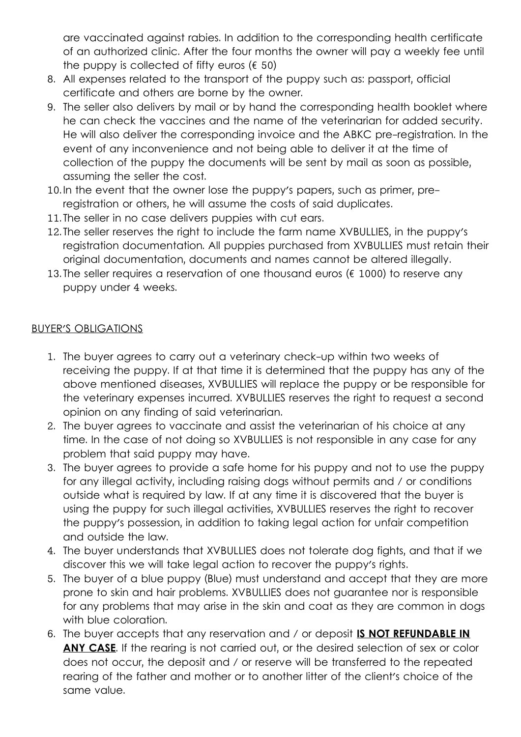are vaccinated against rabies. In addition to the corresponding health certificate of an authorized clinic. After the four months the owner will pay a weekly fee until the puppy is collected of fifty euros (€ 50)

8. All expenses related to the transport of the puppy such as: passport, official certificate and others are borne by the owner.
9. The seller also delivers by mail or by hand the corresponding health booklet where he can check the vaccines and the name of the veterinarian for added security. He will also deliver the corresponding invoice and the ABKC pre-registration. In the event of any inconvenience and not being able to deliver it at the time of collection of the puppy the documents will be sent by mail as soon as possible, assuming the seller the cost.
10. In the event that the owner lose the puppy's papers, such as primer, pre-registration or others, he will assume the costs of said duplicates.
11. The seller in no case delivers puppies with cut ears.
12. The seller reserves the right to include the farm name XVBULLIES, in the puppy's registration documentation. All puppies purchased from XVBULLIES must retain their original documentation, documents and names cannot be altered illegally.
13. The seller requires a reservation of one thousand euros (€ 1000) to reserve any puppy under 4 weeks.

<u>BUYER'S OBLIGATIONS</u>

1. The buyer agrees to carry out a veterinary check-up within two weeks of receiving the puppy. If at that time it is determined that the puppy has any of the above mentioned diseases, XVBULLIES will replace the puppy or be responsible for the veterinary expenses incurred. XVBULLIES reserves the right to request a second opinion on any finding of said veterinarian.
2. The buyer agrees to vaccinate and assist the veterinarian of his choice at any time. In the case of not doing so XVBULLIES is not responsible in any case for any problem that said puppy may have.
3. The buyer agrees to provide a safe home for his puppy and not to use the puppy for any illegal activity, including raising dogs without permits and / or conditions outside what is required by law. If at any time it is discovered that the buyer is using the puppy for such illegal activities, XVBULLIES reserves the right to recover the puppy's possession, in addition to taking legal action for unfair competition and outside the law.
4. The buyer understands that XVBULLIES does not tolerate dog fights, and that if we discover this we will take legal action to recover the puppy's rights.
5. The buyer of a blue puppy (Blue) must understand and accept that they are more prone to skin and hair problems. XVBULLIES does not guarantee nor is responsible for any problems that may arise in the skin and coat as they are common in dogs with blue coloration.
6. The buyer accepts that any reservation and / or deposit **<u>IS NOT REFUNDABLE IN ANY CASE</u>**. If the rearing is not carried out, or the desired selection of sex or color does not occur, the deposit and / or reserve will be transferred to the repeated rearing of the father and mother or to another litter of the client's choice of the same value.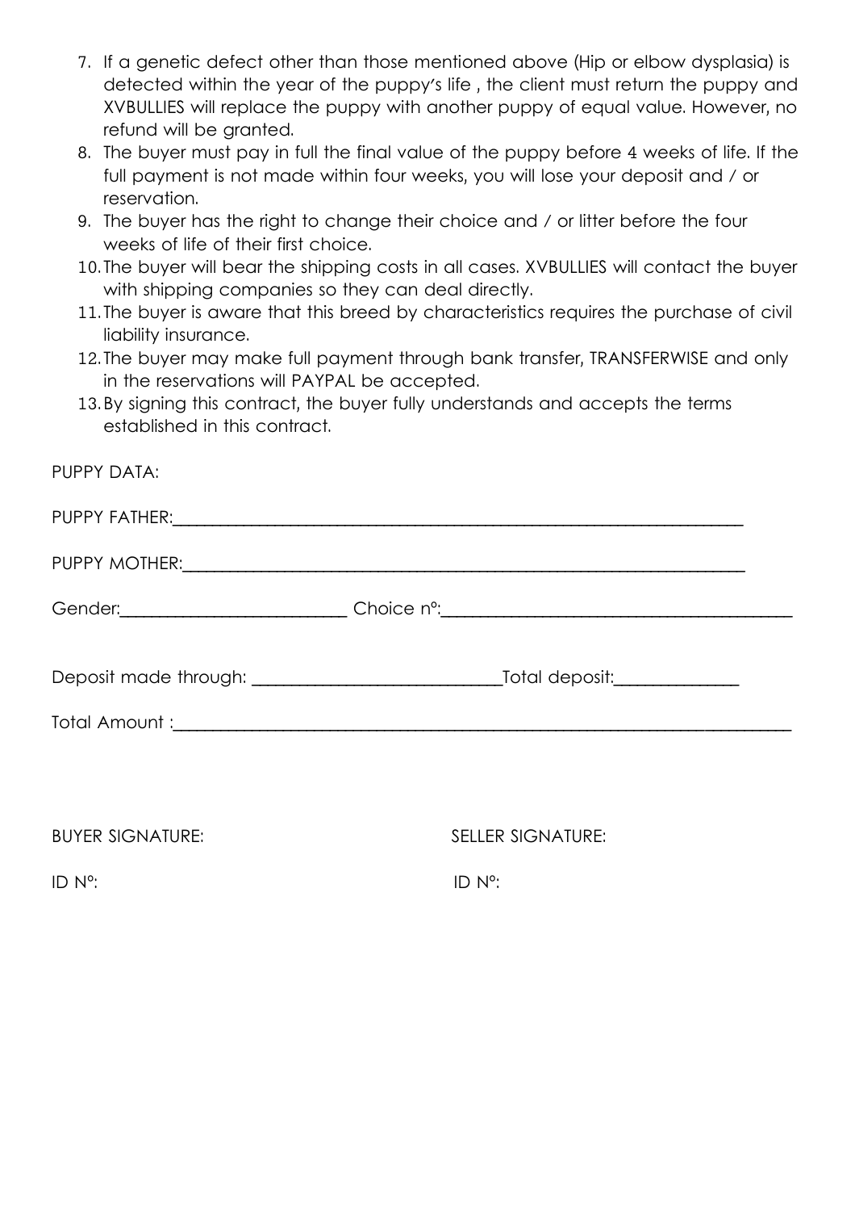7. If a genetic defect other than those mentioned above (Hip or elbow dysplasia) is detected within the year of the puppy's life , the client must return the puppy and XVBULLIES will replace the puppy with another puppy of equal value. However, no refund will be granted.
8. The buyer must pay in full the final value of the puppy before 4 weeks of life. If the full payment is not made within four weeks, you will lose your deposit and / or reservation.
9. The buyer has the right to change their choice and / or litter before the four weeks of life of their first choice.
10. The buyer will bear the shipping costs in all cases. XVBULLIES will contact the buyer with shipping companies so they can deal directly.
11. The buyer is aware that this breed by characteristics requires the purchase of civil liability insurance.
12. The buyer may make full payment through bank transfer, TRANSFERWISE and only in the reservations will PAYPAL be accepted.
13. By signing this contract, the buyer fully understands and accepts the terms established in this contract.

PUPPY DATA:

PUPPY FATHER:_______________________________________________

PUPPY MOTHER:______________________________________________

Gender:_________________ Choice nº:___________________________

Deposit made through: ___________________Total deposit:__________

Total Amount :_________________________________________________

BUYER SIGNATURE: SELLER SIGNATURE:

ID Nº: ID Nº: